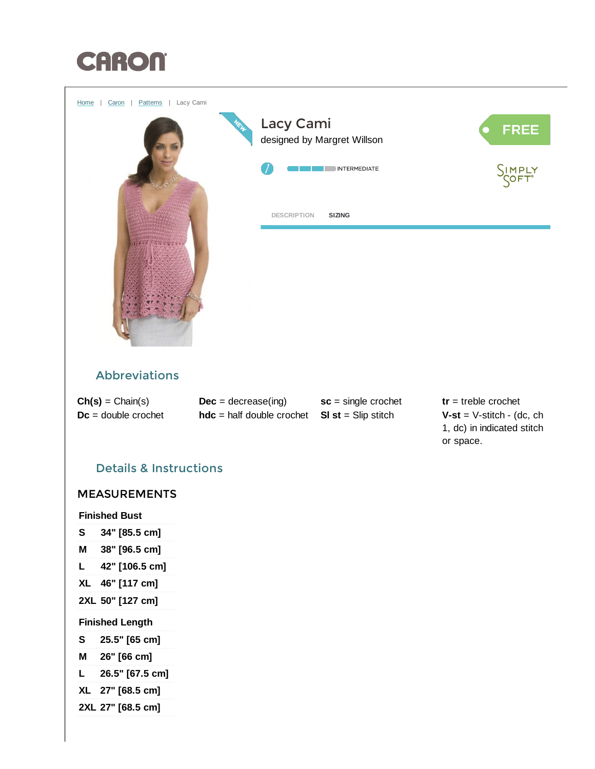CARON

Home | Caron | Patterns | Lacy Cami

NEW

# Lacy Cami

designed by Margret Willson

FREE

INTERMEDIATE

SIMPLY SOFT®

DESCRIPTION SIZING

## Abbreviations

**Ch(s)** = Chain(s)
**Dc** = double crochet
**Dec** = decrease(ing)
**hdc** = half double crochet
**sc** = single crochet
**Sl st** = Slip stitch
**tr** = treble crochet
**V-st** = V-stitch - (dc, ch 1, dc) in indicated stitch or space.

## Details & Instructions

### MEASUREMENTS

| Finished Bust | |
|---|---|
| S | 34" [85.5 cm] |
| M | 38" [96.5 cm] |
| L | 42" [106.5 cm] |
| XL | 46" [117 cm] |
| 2XL | 50" [127 cm] |

| Finished Length | |
|---|---|
| S | 25.5" [65 cm] |
| M | 26" [66 cm] |
| L | 26.5" [67.5 cm] |
| XL | 27" [68.5 cm] |
| 2XL | 27" [68.5 cm] |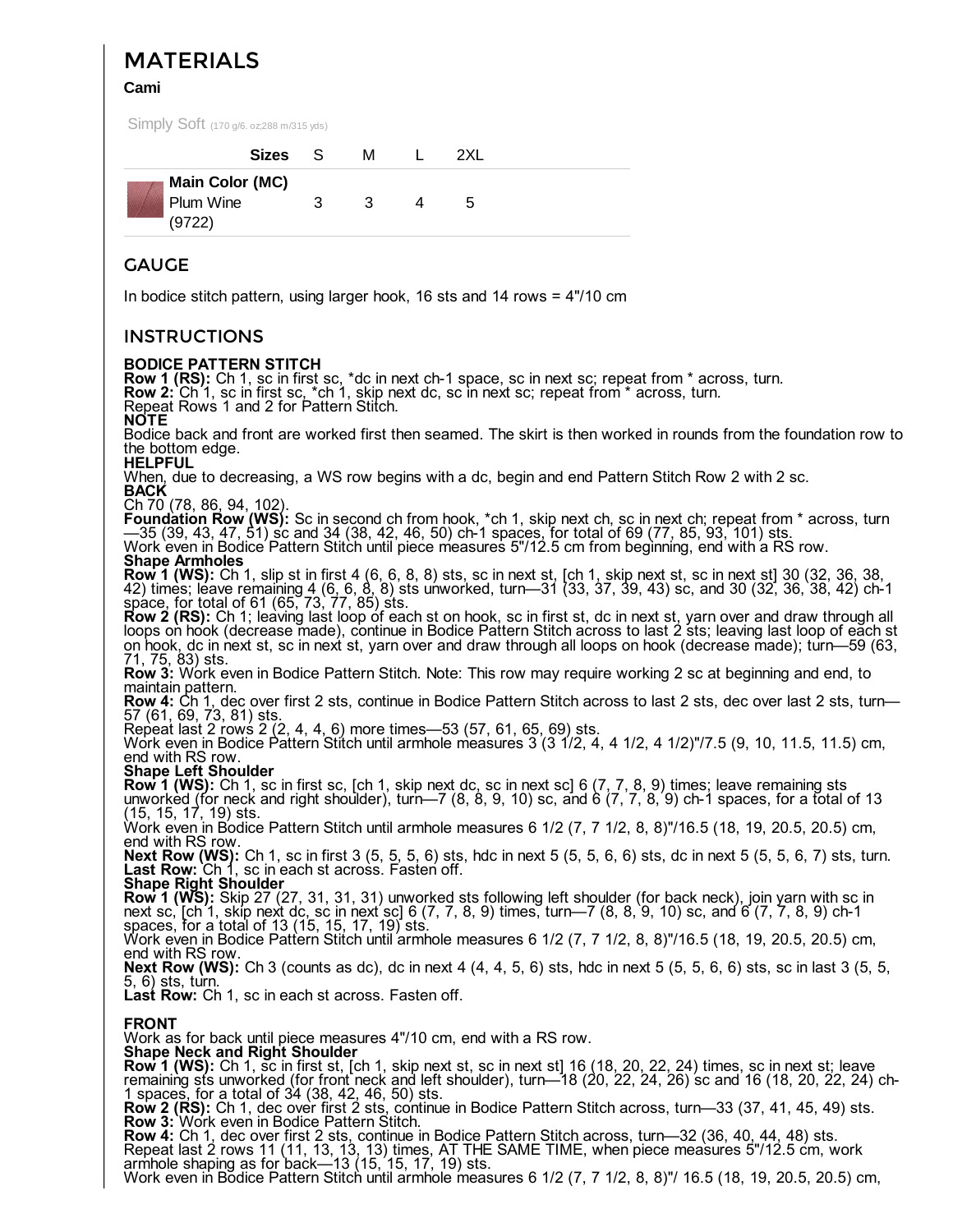## MATERIALS

**Cami**

Simply Soft (170 g/6. oz;288 m/315 yds)

| Sizes | S | M | L | 2XL |
|---|---|---|---|---|
| **Main Color (MC)** Plum Wine (9722) | 3 | 3 | 4 | 5 |

## GAUGE

In bodice stitch pattern, using larger hook, 16 sts and 14 rows = 4"/10 cm

## INSTRUCTIONS

**BODICE PATTERN STITCH**

**Row 1 (RS):** Ch 1, sc in first sc, *dc in next ch-1 space, sc in next sc; repeat from * across, turn.
**Row 2:** Ch 1, sc in first sc, *ch 1, skip next dc, sc in next sc; repeat from * across, turn.
Repeat Rows 1 and 2 for Pattern Stitch.

**NOTE**

Bodice back and front are worked first then seamed. The skirt is then worked in rounds from the foundation row to the bottom edge.

**HELPFUL**

When, due to decreasing, a WS row begins with a dc, begin and end Pattern Stitch Row 2 with 2 sc.

**BACK**

Ch 70 (78, 86, 94, 102).
**Foundation Row (WS):** Sc in second ch from hook, *ch 1, skip next ch, sc in next ch; repeat from * across, turn—35 (39, 43, 47, 51) sc and 34 (38, 42, 46, 50) ch-1 spaces, for total of 69 (77, 85, 93, 101) sts.
Work even in Bodice Pattern Stitch until piece measures 5"/12.5 cm from beginning, end with a RS row.

**Shape Armholes**

**Row 1 (WS):** Ch 1, slip st in first 4 (6, 6, 8, 8) sts, sc in next st, [ch 1, skip next st, sc in next st] 30 (32, 36, 38, 42) times; leave remaining 4 (6, 6, 8, 8) sts unworked, turn—31 (33, 37, 39, 43) sc, and 30 (32, 36, 38, 42) ch-1 space, for total of 61 (65, 73, 77, 85) sts.
**Row 2 (RS):** Ch 1; leaving last loop of each st on hook, sc in first st, dc in next st, yarn over and draw through all loops on hook (decrease made), continue in Bodice Pattern Stitch across to last 2 sts; leaving last loop of each st on hook, dc in next st, sc in next st, yarn over and draw through all loops on hook (decrease made); turn—59 (63, 71, 75, 83) sts.
**Row 3:** Work even in Bodice Pattern Stitch. Note: This row may require working 2 sc at beginning and end, to maintain pattern.
**Row 4:** Ch 1, dec over first 2 sts, continue in Bodice Pattern Stitch across to last 2 sts, dec over last 2 sts, turn—57 (61, 69, 73, 81) sts.
Repeat last 2 rows 2 (2, 4, 4, 6) more times—53 (57, 61, 65, 69) sts.
Work even in Bodice Pattern Stitch until armhole measures 3 (3 1/2, 4, 4 1/2, 4 1/2)"/7.5 (9, 10, 11.5, 11.5) cm, end with RS row.

**Shape Left Shoulder**

**Row 1 (WS):** Ch 1, sc in first sc, [ch 1, skip next dc, sc in next sc] 6 (7, 7, 8, 9) times; leave remaining sts unworked (for neck and right shoulder), turn—7 (8, 8, 9, 10) sc, and 6 (7, 7, 8, 9) ch-1 spaces, for a total of 13 (15, 15, 17, 19) sts.
Work even in Bodice Pattern Stitch until armhole measures 6 1/2 (7, 7 1/2, 8, 8)"/16.5 (18, 19, 20.5, 20.5) cm, end with RS row.
**Next Row (WS):** Ch 1, sc in first 3 (5, 5, 5, 6) sts, hdc in next 5 (5, 5, 6, 6) sts, dc in next 5 (5, 5, 6, 7) sts, turn.
**Last Row:** Ch 1, sc in each st across. Fasten off.

**Shape Right Shoulder**

**Row 1 (WS):** Skip 27 (27, 31, 31, 31) unworked sts following left shoulder (for back neck), join yarn with sc in next sc, [ch 1, skip next dc, sc in next sc] 6 (7, 7, 8, 9) times, turn—7 (8, 8, 9, 10) sc, and 6 (7, 7, 8, 9) ch-1 spaces, for a total of 13 (15, 15, 17, 19) sts.
Work even in Bodice Pattern Stitch until armhole measures 6 1/2 (7, 7 1/2, 8, 8)"/16.5 (18, 19, 20.5, 20.5) cm, end with RS row.
**Next Row (WS):** Ch 3 (counts as dc), dc in next 4 (4, 4, 5, 6) sts, hdc in next 5 (5, 5, 6, 6) sts, sc in last 3 (5, 5, 5, 6) sts, turn.
**Last Row:** Ch 1, sc in each st across. Fasten off.

**FRONT**

Work as for back until piece measures 4"/10 cm, end with a RS row.

**Shape Neck and Right Shoulder**

**Row 1 (WS):** Ch 1, sc in first st, [ch 1, skip next st, sc in next st] 16 (18, 20, 22, 24) times, sc in next st; leave remaining sts unworked (for front neck and left shoulder), turn—18 (20, 22, 24, 26) sc and 16 (18, 20, 22, 24) ch-1 spaces, for a total of 34 (38, 42, 46, 50) sts.
**Row 2 (RS):** Ch 1, dec over first 2 sts, continue in Bodice Pattern Stitch across, turn—33 (37, 41, 45, 49) sts.
**Row 3:** Work even in Bodice Pattern Stitch.
**Row 4:** Ch 1, dec over first 2 sts, continue in Bodice Pattern Stitch across, turn—32 (36, 40, 44, 48) sts.
Repeat last 2 rows 11 (11, 13, 13, 13) times, AT THE SAME TIME, when piece measures 5"/12.5 cm, work armhole shaping as for back—13 (15, 15, 17, 19) sts.
Work even in Bodice Pattern Stitch until armhole measures 6 1/2 (7, 7 1/2, 8, 8)"/ 16.5 (18, 19, 20.5, 20.5) cm,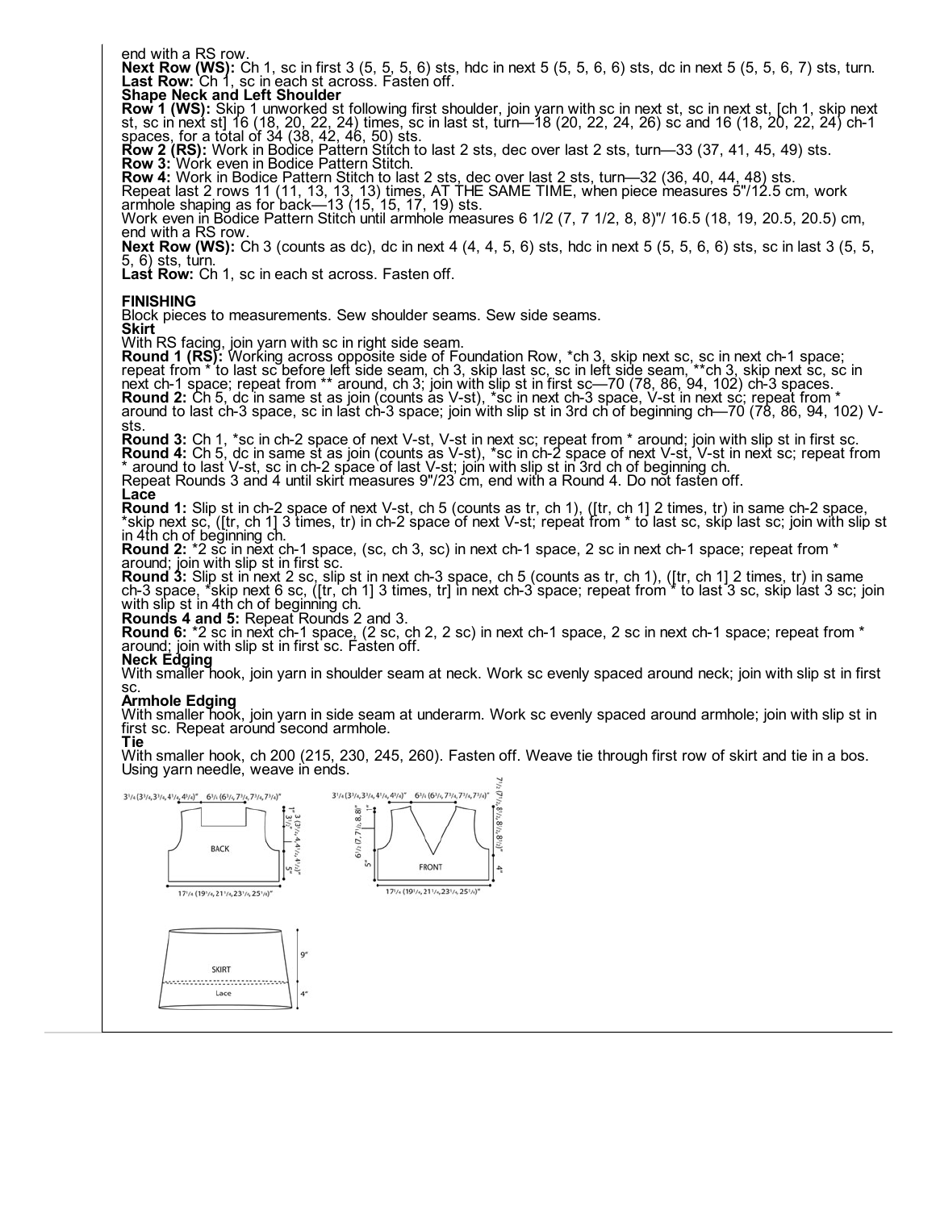end with a RS row.

**Next Row (WS):** Ch 1, sc in first 3 (5, 5, 5, 6) sts, hdc in next 5 (5, 5, 6, 6) sts, dc in next 5 (5, 5, 6, 7) sts, turn.

**Last Row:** Ch 1, sc in each st across. Fasten off.

**Shape Neck and Left Shoulder**

**Row 1 (WS):** Skip 1 unworked st following first shoulder, join yarn with sc in next st, sc in next st, [ch 1, skip next st, sc in next st] 16 (18, 20, 22, 24) times, sc in last st, turn—18 (20, 22, 24, 26) sc and 16 (18, 20, 22, 24) ch-1 spaces, for a total of 34 (38, 42, 46, 50) sts.

**Row 2 (RS):** Work in Bodice Pattern Stitch to last 2 sts, dec over last 2 sts, turn—33 (37, 41, 45, 49) sts.

**Row 3:** Work even in Bodice Pattern Stitch.

**Row 4:** Work in Bodice Pattern Stitch to last 2 sts, dec over last 2 sts, turn—32 (36, 40, 44, 48) sts.

Repeat last 2 rows 11 (11, 13, 13, 13) times, AT THE SAME TIME, when piece measures 5"/12.5 cm, work armhole shaping as for back—13 (15, 15, 17, 19) sts.

Work even in Bodice Pattern Stitch until armhole measures 6 1/2 (7, 7 1/2, 8, 8)"/ 16.5 (18, 19, 20.5, 20.5) cm, end with a RS row.

**Next Row (WS):** Ch 3 (counts as dc), dc in next 4 (4, 4, 5, 6) sts, hdc in next 5 (5, 5, 6, 6) sts, sc in last 3 (5, 5, 5, 6) sts, turn.

**Last Row:** Ch 1, sc in each st across. Fasten off.

## FINISHING

Block pieces to measurements. Sew shoulder seams. Sew side seams.

**Skirt**

With RS facing, join yarn with sc in right side seam.

**Round 1 (RS):** Working across opposite side of Foundation Row, *ch 3, skip next sc, sc in next ch-1 space; repeat from * to last sc before left side seam, ch 3, skip last sc, sc in left side seam, **ch 3, skip next sc, sc in next ch-1 space; repeat from ** around, ch 3; join with slip st in first sc—70 (78, 86, 94, 102) ch-3 spaces.

**Round 2:** Ch 5, dc in same st as join (counts as V-st), *sc in next ch-3 space, V-st in next sc; repeat from * around to last ch-3 space, sc in last ch-3 space; join with slip st in 3rd ch of beginning ch—70 (78, 86, 94, 102) V-sts.

**Round 3:** Ch 1, *sc in ch-2 space of next V-st, V-st in next sc; repeat from * around; join with slip st in first sc.

**Round 4:** Ch 5, dc in same st as join (counts as V-st), *sc in ch-2 space of next V-st, V-st in next sc; repeat from * around to last V-st, sc in ch-2 space of last V-st; join with slip st in 3rd ch of beginning ch.

Repeat Rounds 3 and 4 until skirt measures 9"/23 cm, end with a Round 4. Do not fasten off.

**Lace**

**Round 1:** Slip st in ch-2 space of next V-st, ch 5 (counts as tr, ch 1), ([tr, ch 1] 2 times, tr) in same ch-2 space, *skip next sc, ([tr, ch 1] 3 times, tr) in ch-2 space of next V-st; repeat from * to last sc, skip last sc; join with slip st in 4th ch of beginning ch.

**Round 2:** *2 sc in next ch-1 space, (sc, ch 3, sc) in next ch-1 space, 2 sc in next ch-1 space; repeat from * around; join with slip st in first sc.

**Round 3:** Slip st in next 2 sc, slip st in next ch-3 space, ch 5 (counts as tr, ch 1), ([tr, ch 1] 2 times, tr) in same ch-3 space, *skip next 6 sc, ([tr, ch 1] 3 times, tr] in next ch-3 space; repeat from * to last 3 sc, skip last 3 sc; join with slip st in 4th ch of beginning ch.

**Rounds 4 and 5:** Repeat Rounds 2 and 3.

**Round 6:** *2 sc in next ch-1 space, (2 sc, ch 2, 2 sc) in next ch-1 space, 2 sc in next ch-1 space; repeat from * around; join with slip st in first sc. Fasten off.

**Neck Edging**

With smaller hook, join yarn in shoulder seam at neck. Work sc evenly spaced around neck; join with slip st in first sc.

**Armhole Edging**

With smaller hook, join yarn in side seam at underarm. Work sc evenly spaced around armhole; join with slip st in first sc. Repeat around second armhole.

**Tie**

With smaller hook, ch 200 (215, 230, 245, 260). Fasten off. Weave tie through first row of skirt and tie in a bos. Using yarn needle, weave in ends.

BACK
3 1/4 (3 3/4, 3 3/4, 4 1/4, 4 3/4)"
6 1/4 (6 3/4, 7 3/4, 7 3/4, 7 3/4)"
1"
3 (3 1/2, 4, 4 1/2, 4 1/2)"
3 1/2"
5"
17 1/4 (19 1/4, 21 1/4, 23 1/4, 25 1/4)"

FRONT
3 1/4 (3 3/4, 3 3/4, 4 1/4, 4 3/4)"
6 1/4 (6 3/4, 7 3/4, 7 3/4, 7 3/4)"
1"
6 1/2 (7, 7 1/2, 8, 8)"
5"
7 1/2 (7, 8 1/2, 8 1/2, 8 1/2)"
4"
17 1/4 (19 1/4, 21 1/4, 23 1/4, 25 1/4)"

SKIRT
9"
Lace
4"